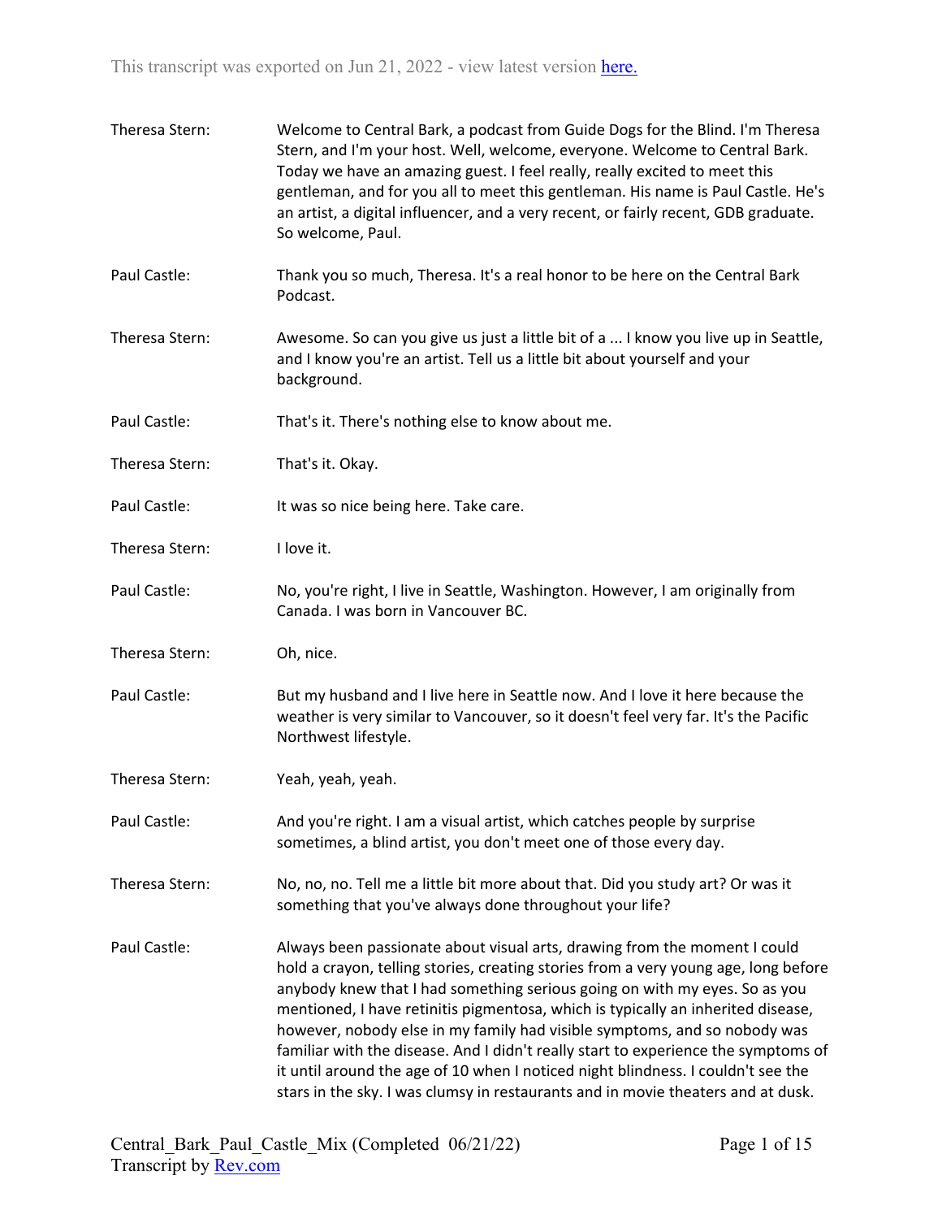This transcript was exported on Jun 21, 2022 - view latest version [here.](#)

**Theresa Stern:** Welcome to Central Bark, a podcast from Guide Dogs for the Blind. I'm Theresa Stern, and I'm your host. Well, welcome, everyone. Welcome to Central Bark. Today we have an amazing guest. I feel really, really excited to meet this gentleman, and for you all to meet this gentleman. His name is Paul Castle. He's an artist, a digital influencer, and a very recent, or fairly recent, GDB graduate. So welcome, Paul.

**Paul Castle:** Thank you so much, Theresa. It's a real honor to be here on the Central Bark Podcast.

**Theresa Stern:** Awesome. So can you give us just a little bit of a ... I know you live up in Seattle, and I know you're an artist. Tell us a little bit about yourself and your background.

**Paul Castle:** That's it. There's nothing else to know about me.

**Theresa Stern:** That's it. Okay.

**Paul Castle:** It was so nice being here. Take care.

**Theresa Stern:** I love it.

**Paul Castle:** No, you're right, I live in Seattle, Washington. However, I am originally from Canada. I was born in Vancouver BC.

**Theresa Stern:** Oh, nice.

**Paul Castle:** But my husband and I live here in Seattle now. And I love it here because the weather is very similar to Vancouver, so it doesn't feel very far. It's the Pacific Northwest lifestyle.

**Theresa Stern:** Yeah, yeah, yeah.

**Paul Castle:** And you're right. I am a visual artist, which catches people by surprise sometimes, a blind artist, you don't meet one of those every day.

**Theresa Stern:** No, no, no. Tell me a little bit more about that. Did you study art? Or was it something that you've always done throughout your life?

**Paul Castle:** Always been passionate about visual arts, drawing from the moment I could hold a crayon, telling stories, creating stories from a very young age, long before anybody knew that I had something serious going on with my eyes. So as you mentioned, I have retinitis pigmentosa, which is typically an inherited disease, however, nobody else in my family had visible symptoms, and so nobody was familiar with the disease. And I didn't really start to experience the symptoms of it until around the age of 10 when I noticed night blindness. I couldn't see the stars in the sky. I was clumsy in restaurants and in movie theaters and at dusk.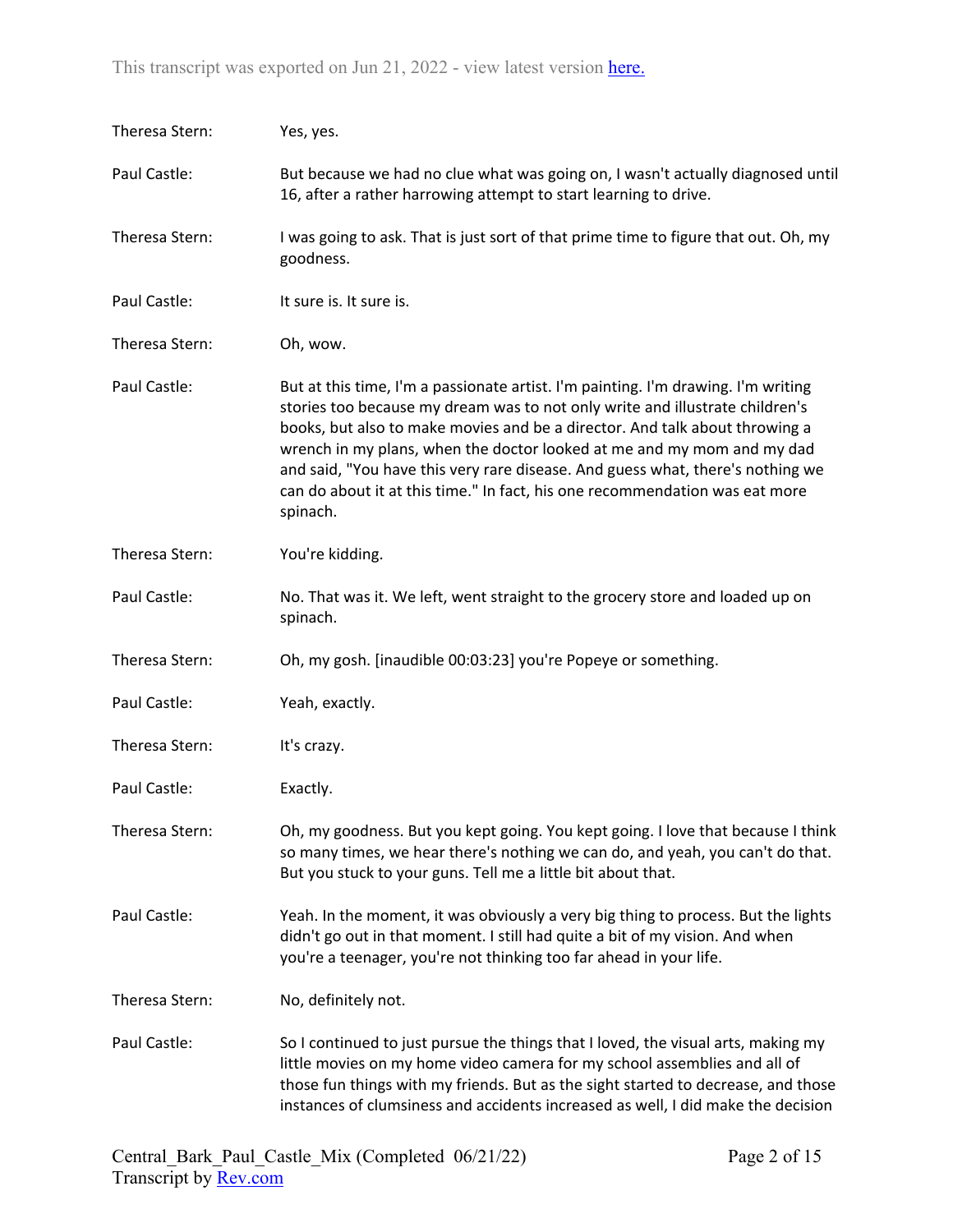Theresa Stern: Yes, yes.

Paul Castle: But because we had no clue what was going on, I wasn't actually diagnosed until 16, after a rather harrowing attempt to start learning to drive.

Theresa Stern: I was going to ask. That is just sort of that prime time to figure that out. Oh, my goodness.

Paul Castle: It sure is. It sure is.

Theresa Stern: Oh, wow.

Paul Castle: But at this time, I'm a passionate artist. I'm painting. I'm drawing. I'm writing stories too because my dream was to not only write and illustrate children's books, but also to make movies and be a director. And talk about throwing a wrench in my plans, when the doctor looked at me and my mom and my dad and said, "You have this very rare disease. And guess what, there's nothing we can do about it at this time." In fact, his one recommendation was eat more spinach.

Theresa Stern: You're kidding.

Paul Castle: No. That was it. We left, went straight to the grocery store and loaded up on spinach.

Theresa Stern: Oh, my gosh. [inaudible 00:03:23] you're Popeye or something.

Paul Castle: Yeah, exactly.

Theresa Stern: It's crazy.

Paul Castle: Exactly.

Theresa Stern: Oh, my goodness. But you kept going. You kept going. I love that because I think so many times, we hear there's nothing we can do, and yeah, you can't do that. But you stuck to your guns. Tell me a little bit about that.

Paul Castle: Yeah. In the moment, it was obviously a very big thing to process. But the lights didn't go out in that moment. I still had quite a bit of my vision. And when you're a teenager, you're not thinking too far ahead in your life.

Theresa Stern: No, definitely not.

Paul Castle: So I continued to just pursue the things that I loved, the visual arts, making my little movies on my home video camera for my school assemblies and all of those fun things with my friends. But as the sight started to decrease, and those instances of clumsiness and accidents increased as well, I did make the decision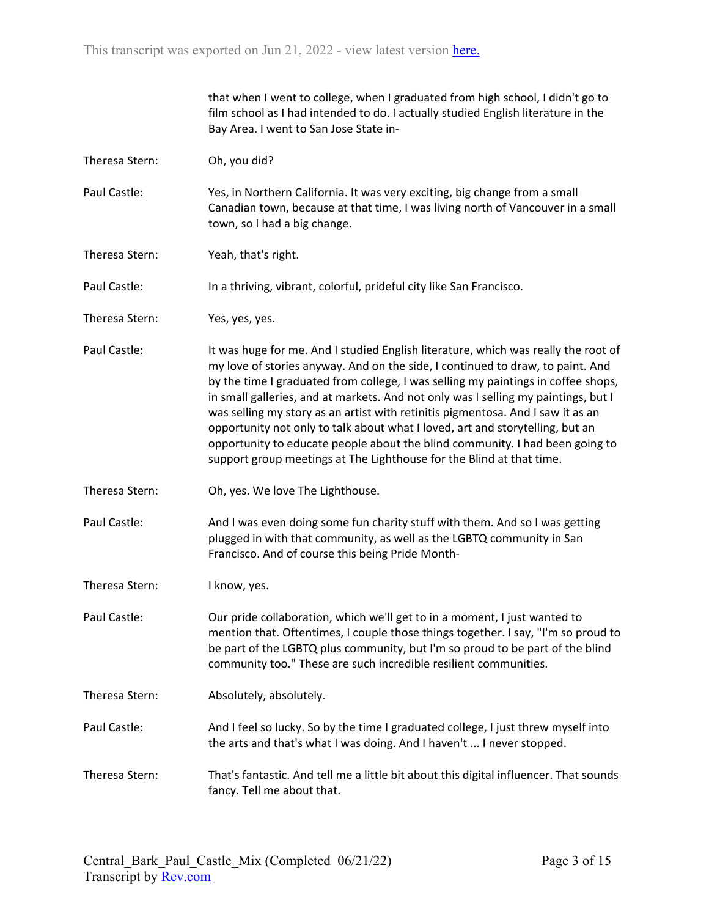that when I went to college, when I graduated from high school, I didn't go to film school as I had intended to do. I actually studied English literature in the Bay Area. I went to San Jose State in-

Theresa Stern: Oh, you did?

Paul Castle: Yes, in Northern California. It was very exciting, big change from a small Canadian town, because at that time, I was living north of Vancouver in a small town, so I had a big change.

Theresa Stern: Yeah, that's right.

Paul Castle: In a thriving, vibrant, colorful, prideful city like San Francisco.

Theresa Stern: Yes, yes, yes.

Paul Castle: It was huge for me. And I studied English literature, which was really the root of my love of stories anyway. And on the side, I continued to draw, to paint. And by the time I graduated from college, I was selling my paintings in coffee shops, in small galleries, and at markets. And not only was I selling my paintings, but I was selling my story as an artist with retinitis pigmentosa. And I saw it as an opportunity not only to talk about what I loved, art and storytelling, but an opportunity to educate people about the blind community. I had been going to support group meetings at The Lighthouse for the Blind at that time.

Theresa Stern: Oh, yes. We love The Lighthouse.

Paul Castle: And I was even doing some fun charity stuff with them. And so I was getting plugged in with that community, as well as the LGBTQ community in San Francisco. And of course this being Pride Month-

Theresa Stern: I know, yes.

Paul Castle: Our pride collaboration, which we'll get to in a moment, I just wanted to mention that. Oftentimes, I couple those things together. I say, "I'm so proud to be part of the LGBTQ plus community, but I'm so proud to be part of the blind community too." These are such incredible resilient communities.

Theresa Stern: Absolutely, absolutely.

Paul Castle: And I feel so lucky. So by the time I graduated college, I just threw myself into the arts and that's what I was doing. And I haven't ... I never stopped.

Theresa Stern: That's fantastic. And tell me a little bit about this digital influencer. That sounds fancy. Tell me about that.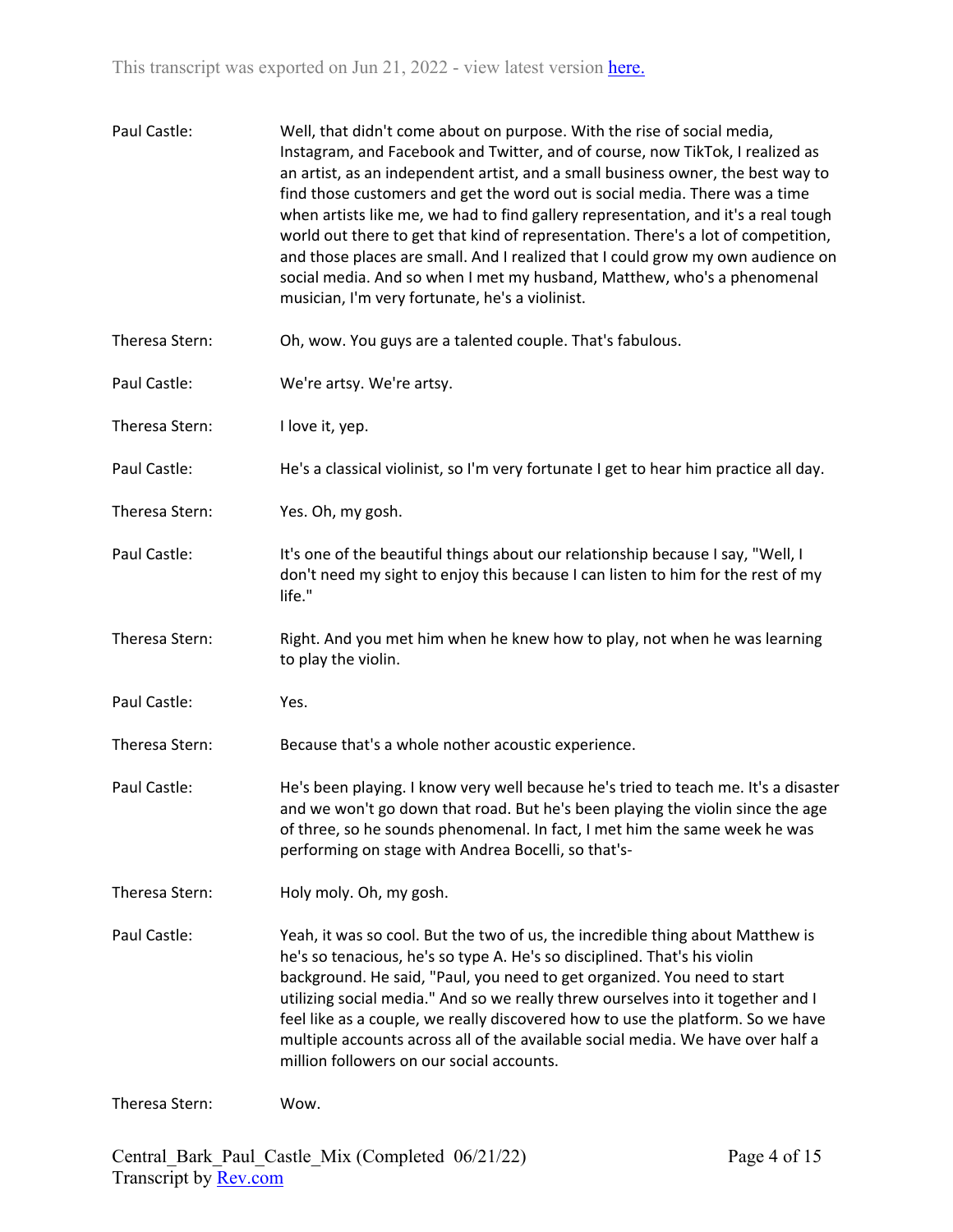Paul Castle: Well, that didn't come about on purpose. With the rise of social media, Instagram, and Facebook and Twitter, and of course, now TikTok, I realized as an artist, as an independent artist, and a small business owner, the best way to find those customers and get the word out is social media. There was a time when artists like me, we had to find gallery representation, and it's a real tough world out there to get that kind of representation. There's a lot of competition, and those places are small. And I realized that I could grow my own audience on social media. And so when I met my husband, Matthew, who's a phenomenal musician, I'm very fortunate, he's a violinist.

Theresa Stern: Oh, wow. You guys are a talented couple. That's fabulous.

Paul Castle: We're artsy. We're artsy.

Theresa Stern: I love it, yep.

Paul Castle: He's a classical violinist, so I'm very fortunate I get to hear him practice all day.

Theresa Stern: Yes. Oh, my gosh.

Paul Castle: It's one of the beautiful things about our relationship because I say, "Well, I don't need my sight to enjoy this because I can listen to him for the rest of my life."

Theresa Stern: Right. And you met him when he knew how to play, not when he was learning to play the violin.

Paul Castle: Yes.

Theresa Stern: Because that's a whole nother acoustic experience.

Paul Castle: He's been playing. I know very well because he's tried to teach me. It's a disaster and we won't go down that road. But he's been playing the violin since the age of three, so he sounds phenomenal. In fact, I met him the same week he was performing on stage with Andrea Bocelli, so that's-

Theresa Stern: Holy moly. Oh, my gosh.

Paul Castle: Yeah, it was so cool. But the two of us, the incredible thing about Matthew is he's so tenacious, he's so type A. He's so disciplined. That's his violin background. He said, "Paul, you need to get organized. You need to start utilizing social media." And so we really threw ourselves into it together and I feel like as a couple, we really discovered how to use the platform. So we have multiple accounts across all of the available social media. We have over half a million followers on our social accounts.

Theresa Stern: Wow.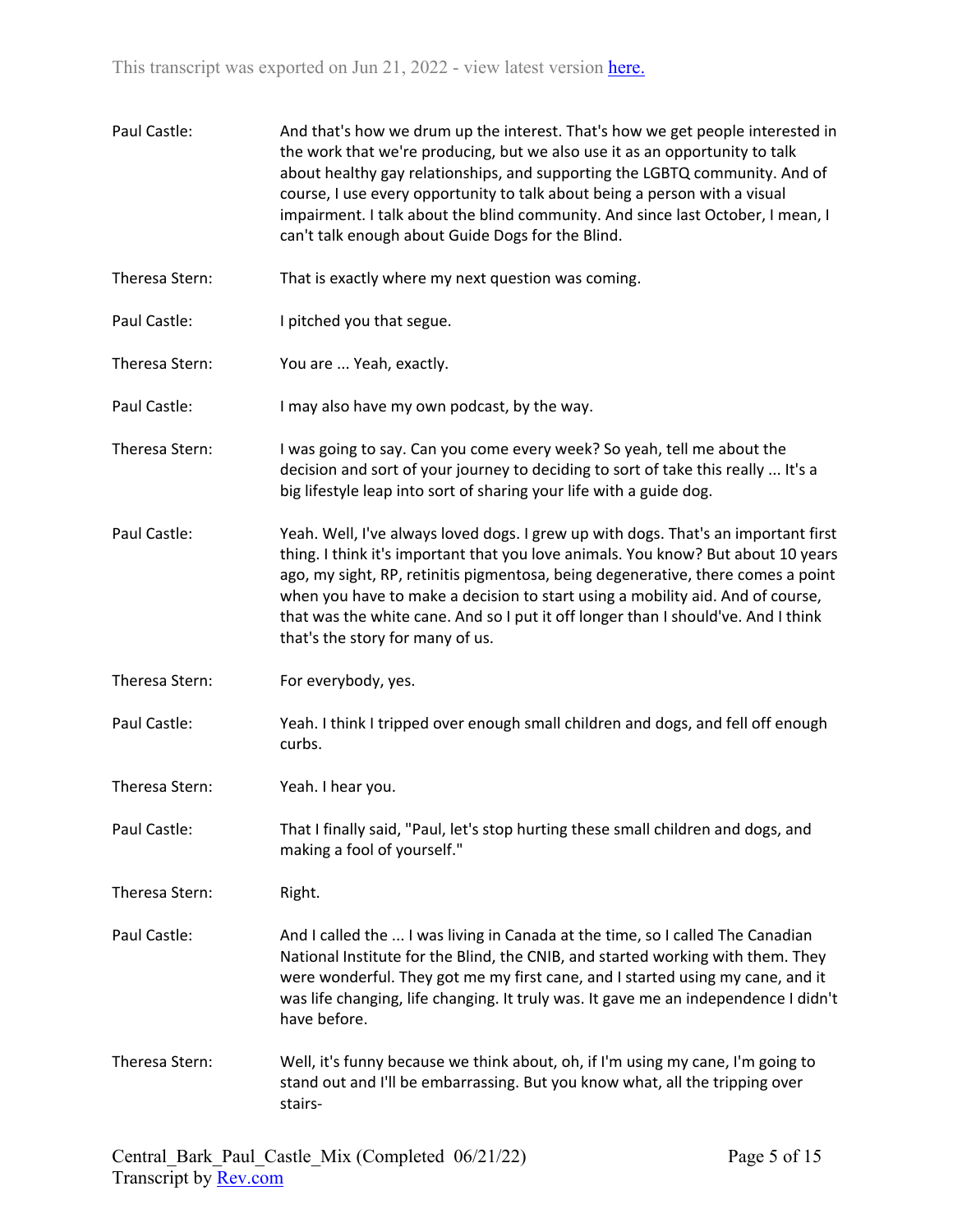Paul Castle: And that's how we drum up the interest. That's how we get people interested in the work that we're producing, but we also use it as an opportunity to talk about healthy gay relationships, and supporting the LGBTQ community. And of course, I use every opportunity to talk about being a person with a visual impairment. I talk about the blind community. And since last October, I mean, I can't talk enough about Guide Dogs for the Blind.

Theresa Stern: That is exactly where my next question was coming.

Paul Castle: I pitched you that segue.

Theresa Stern: You are ... Yeah, exactly.

Paul Castle: I may also have my own podcast, by the way.

Theresa Stern: I was going to say. Can you come every week? So yeah, tell me about the decision and sort of your journey to deciding to sort of take this really ... It's a big lifestyle leap into sort of sharing your life with a guide dog.

Paul Castle: Yeah. Well, I've always loved dogs. I grew up with dogs. That's an important first thing. I think it's important that you love animals. You know? But about 10 years ago, my sight, RP, retinitis pigmentosa, being degenerative, there comes a point when you have to make a decision to start using a mobility aid. And of course, that was the white cane. And so I put it off longer than I should've. And I think that's the story for many of us.

Theresa Stern: For everybody, yes.

Paul Castle: Yeah. I think I tripped over enough small children and dogs, and fell off enough curbs.

Theresa Stern: Yeah. I hear you.

Paul Castle: That I finally said, "Paul, let's stop hurting these small children and dogs, and making a fool of yourself."

Theresa Stern: Right.

Paul Castle: And I called the ... I was living in Canada at the time, so I called The Canadian National Institute for the Blind, the CNIB, and started working with them. They were wonderful. They got me my first cane, and I started using my cane, and it was life changing, life changing. It truly was. It gave me an independence I didn't have before.

Theresa Stern: Well, it's funny because we think about, oh, if I'm using my cane, I'm going to stand out and I'll be embarrassing. But you know what, all the tripping over stairs-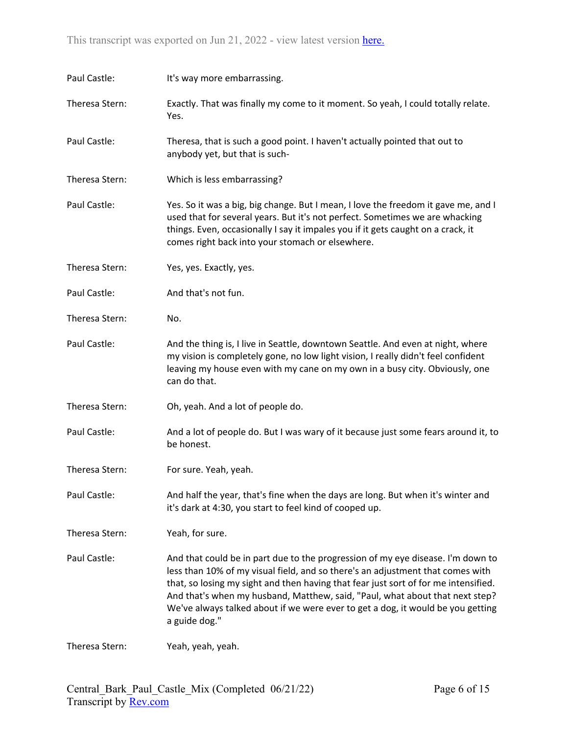Paul Castle: It's way more embarrassing.

Theresa Stern: Exactly. That was finally my come to it moment. So yeah, I could totally relate. Yes.

Paul Castle: Theresa, that is such a good point. I haven't actually pointed that out to anybody yet, but that is such-

Theresa Stern: Which is less embarrassing?

Paul Castle: Yes. So it was a big, big change. But I mean, I love the freedom it gave me, and I used that for several years. But it's not perfect. Sometimes we are whacking things. Even, occasionally I say it impales you if it gets caught on a crack, it comes right back into your stomach or elsewhere.

Theresa Stern: Yes, yes. Exactly, yes.

Paul Castle: And that's not fun.

Theresa Stern: No.

Paul Castle: And the thing is, I live in Seattle, downtown Seattle. And even at night, where my vision is completely gone, no low light vision, I really didn't feel confident leaving my house even with my cane on my own in a busy city. Obviously, one can do that.

Theresa Stern: Oh, yeah. And a lot of people do.

Paul Castle: And a lot of people do. But I was wary of it because just some fears around it, to be honest.

Theresa Stern: For sure. Yeah, yeah.

Paul Castle: And half the year, that's fine when the days are long. But when it's winter and it's dark at 4:30, you start to feel kind of cooped up.

Theresa Stern: Yeah, for sure.

Paul Castle: And that could be in part due to the progression of my eye disease. I'm down to less than 10% of my visual field, and so there's an adjustment that comes with that, so losing my sight and then having that fear just sort of for me intensified. And that's when my husband, Matthew, said, "Paul, what about that next step? We've always talked about if we were ever to get a dog, it would be you getting a guide dog."

Theresa Stern: Yeah, yeah, yeah.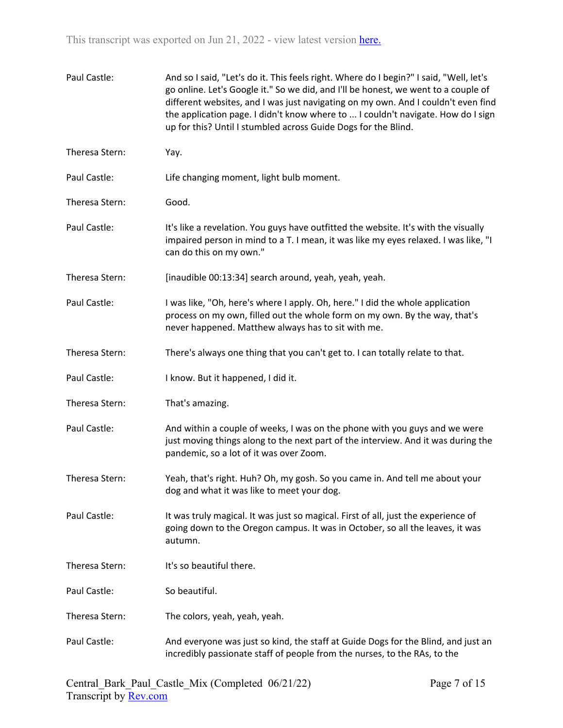Paul Castle: And so I said, "Let's do it. This feels right. Where do I begin?" I said, "Well, let's go online. Let's Google it." So we did, and I'll be honest, we went to a couple of different websites, and I was just navigating on my own. And I couldn't even find the application page. I didn't know where to ... I couldn't navigate. How do I sign up for this? Until I stumbled across Guide Dogs for the Blind.

Theresa Stern: Yay.

Paul Castle: Life changing moment, light bulb moment.

Theresa Stern: Good.

Paul Castle: It's like a revelation. You guys have outfitted the website. It's with the visually impaired person in mind to a T. I mean, it was like my eyes relaxed. I was like, "I can do this on my own."

Theresa Stern: [inaudible 00:13:34] search around, yeah, yeah, yeah.

Paul Castle: I was like, "Oh, here's where I apply. Oh, here." I did the whole application process on my own, filled out the whole form on my own. By the way, that's never happened. Matthew always has to sit with me.

Theresa Stern: There's always one thing that you can't get to. I can totally relate to that.

Paul Castle: I know. But it happened, I did it.

Theresa Stern: That's amazing.

Paul Castle: And within a couple of weeks, I was on the phone with you guys and we were just moving things along to the next part of the interview. And it was during the pandemic, so a lot of it was over Zoom.

Theresa Stern: Yeah, that's right. Huh? Oh, my gosh. So you came in. And tell me about your dog and what it was like to meet your dog.

Paul Castle: It was truly magical. It was just so magical. First of all, just the experience of going down to the Oregon campus. It was in October, so all the leaves, it was autumn.

Theresa Stern: It's so beautiful there.

Paul Castle: So beautiful.

Theresa Stern: The colors, yeah, yeah, yeah.

Paul Castle: And everyone was just so kind, the staff at Guide Dogs for the Blind, and just an incredibly passionate staff of people from the nurses, to the RAs, to the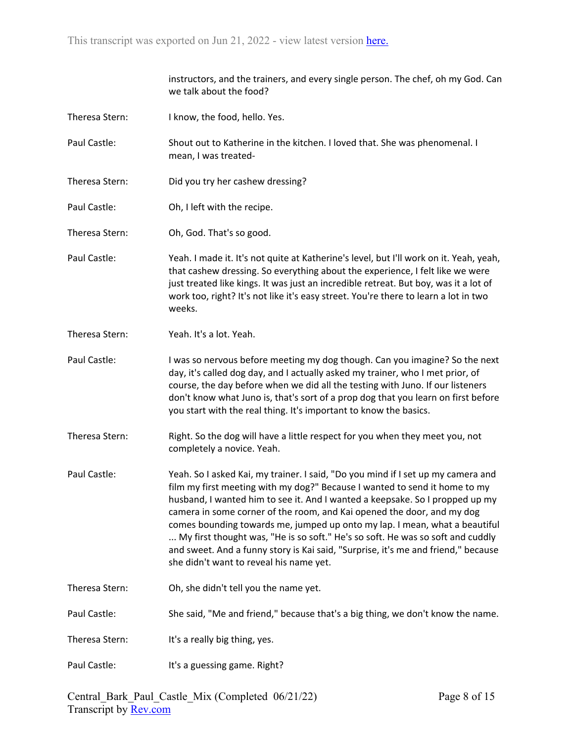instructors, and the trainers, and every single person. The chef, oh my God. Can we talk about the food?

Theresa Stern: I know, the food, hello. Yes.

Paul Castle: Shout out to Katherine in the kitchen. I loved that. She was phenomenal. I mean, I was treated-

Theresa Stern: Did you try her cashew dressing?

Paul Castle: Oh, I left with the recipe.

Theresa Stern: Oh, God. That's so good.

Paul Castle: Yeah. I made it. It's not quite at Katherine's level, but I'll work on it. Yeah, yeah, that cashew dressing. So everything about the experience, I felt like we were just treated like kings. It was just an incredible retreat. But boy, was it a lot of work too, right? It's not like it's easy street. You're there to learn a lot in two weeks.

Theresa Stern: Yeah. It's a lot. Yeah.

Paul Castle: I was so nervous before meeting my dog though. Can you imagine? So the next day, it's called dog day, and I actually asked my trainer, who I met prior, of course, the day before when we did all the testing with Juno. If our listeners don't know what Juno is, that's sort of a prop dog that you learn on first before you start with the real thing. It's important to know the basics.

Theresa Stern: Right. So the dog will have a little respect for you when they meet you, not completely a novice. Yeah.

Paul Castle: Yeah. So I asked Kai, my trainer. I said, "Do you mind if I set up my camera and film my first meeting with my dog?" Because I wanted to send it home to my husband, I wanted him to see it. And I wanted a keepsake. So I propped up my camera in some corner of the room, and Kai opened the door, and my dog comes bounding towards me, jumped up onto my lap. I mean, what a beautiful ... My first thought was, "He is so soft." He's so soft. He was so soft and cuddly and sweet. And a funny story is Kai said, "Surprise, it's me and friend," because she didn't want to reveal his name yet.

Theresa Stern: Oh, she didn't tell you the name yet.

Paul Castle: She said, "Me and friend," because that's a big thing, we don't know the name.

Theresa Stern: It's a really big thing, yes.

Paul Castle: It's a guessing game. Right?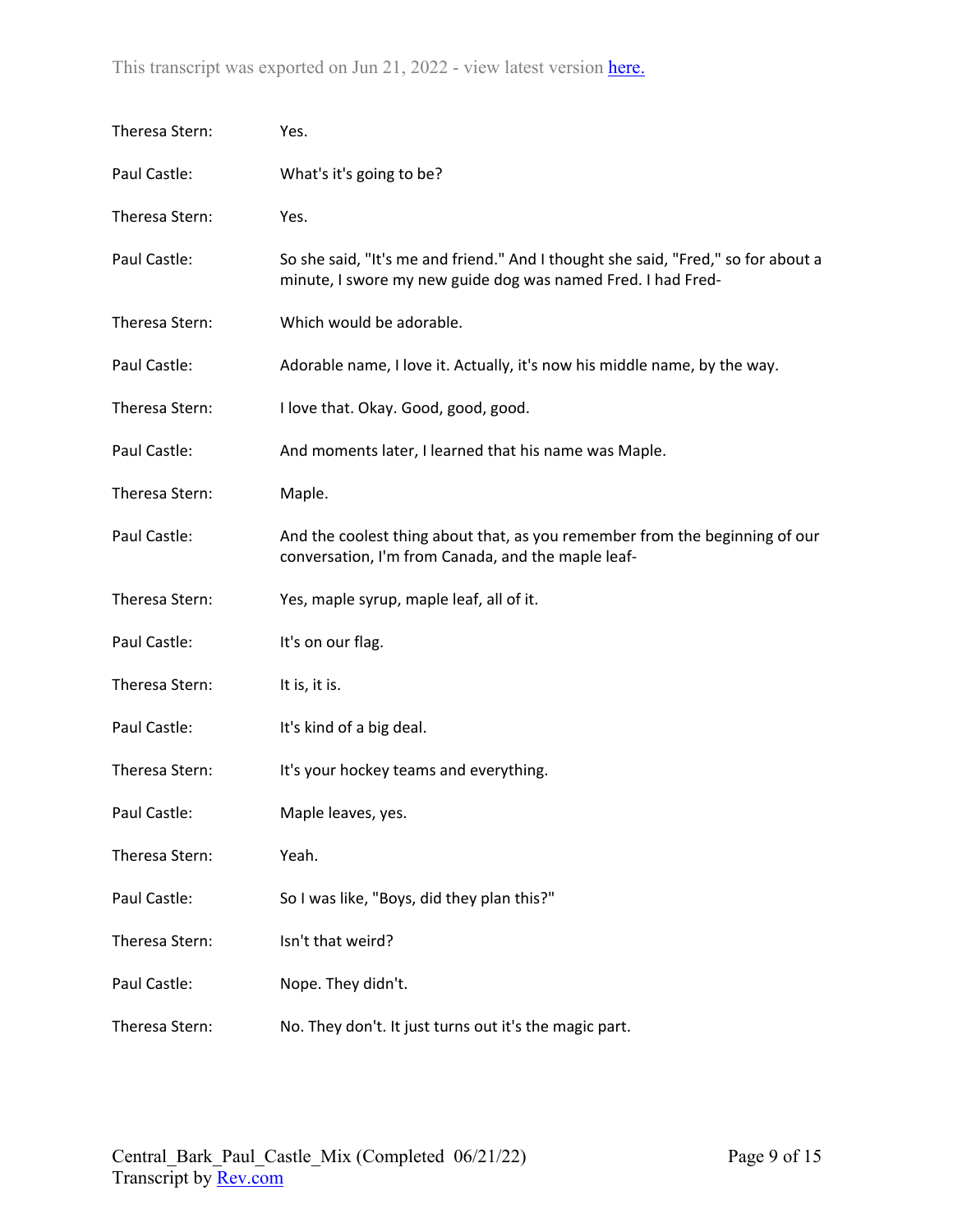Theresa Stern: Yes.

Paul Castle: What's it's going to be?

Theresa Stern: Yes.

Paul Castle: So she said, "It's me and friend." And I thought she said, "Fred," so for about a minute, I swore my new guide dog was named Fred. I had Fred-

Theresa Stern: Which would be adorable.

Paul Castle: Adorable name, I love it. Actually, it's now his middle name, by the way.

Theresa Stern: I love that. Okay. Good, good, good.

Paul Castle: And moments later, I learned that his name was Maple.

Theresa Stern: Maple.

Paul Castle: And the coolest thing about that, as you remember from the beginning of our conversation, I'm from Canada, and the maple leaf-

Theresa Stern: Yes, maple syrup, maple leaf, all of it.

Paul Castle: It's on our flag.

Theresa Stern: It is, it is.

Paul Castle: It's kind of a big deal.

Theresa Stern: It's your hockey teams and everything.

Paul Castle: Maple leaves, yes.

Theresa Stern: Yeah.

Paul Castle: So I was like, "Boys, did they plan this?"

Theresa Stern: Isn't that weird?

Paul Castle: Nope. They didn't.

Theresa Stern: No. They don't. It just turns out it's the magic part.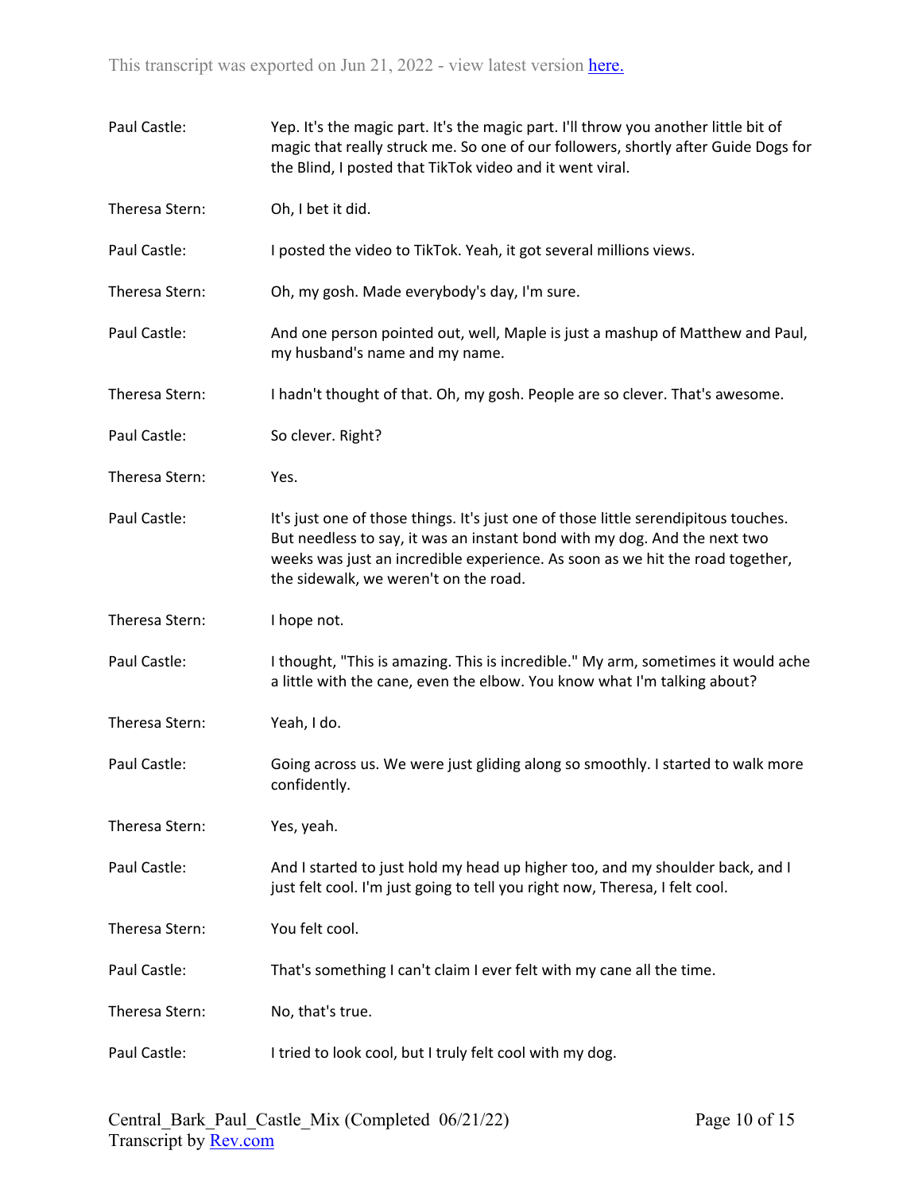Paul Castle: Yep. It's the magic part. It's the magic part. I'll throw you another little bit of magic that really struck me. So one of our followers, shortly after Guide Dogs for the Blind, I posted that TikTok video and it went viral.

Theresa Stern: Oh, I bet it did.

Paul Castle: I posted the video to TikTok. Yeah, it got several millions views.

Theresa Stern: Oh, my gosh. Made everybody's day, I'm sure.

Paul Castle: And one person pointed out, well, Maple is just a mashup of Matthew and Paul, my husband's name and my name.

Theresa Stern: I hadn't thought of that. Oh, my gosh. People are so clever. That's awesome.

Paul Castle: So clever. Right?

Theresa Stern: Yes.

Paul Castle: It's just one of those things. It's just one of those little serendipitous touches. But needless to say, it was an instant bond with my dog. And the next two weeks was just an incredible experience. As soon as we hit the road together, the sidewalk, we weren't on the road.

Theresa Stern: I hope not.

Paul Castle: I thought, "This is amazing. This is incredible." My arm, sometimes it would ache a little with the cane, even the elbow. You know what I'm talking about?

Theresa Stern: Yeah, I do.

Paul Castle: Going across us. We were just gliding along so smoothly. I started to walk more confidently.

Theresa Stern: Yes, yeah.

Paul Castle: And I started to just hold my head up higher too, and my shoulder back, and I just felt cool. I'm just going to tell you right now, Theresa, I felt cool.

Theresa Stern: You felt cool.

Paul Castle: That's something I can't claim I ever felt with my cane all the time.

Theresa Stern: No, that's true.

Paul Castle: I tried to look cool, but I truly felt cool with my dog.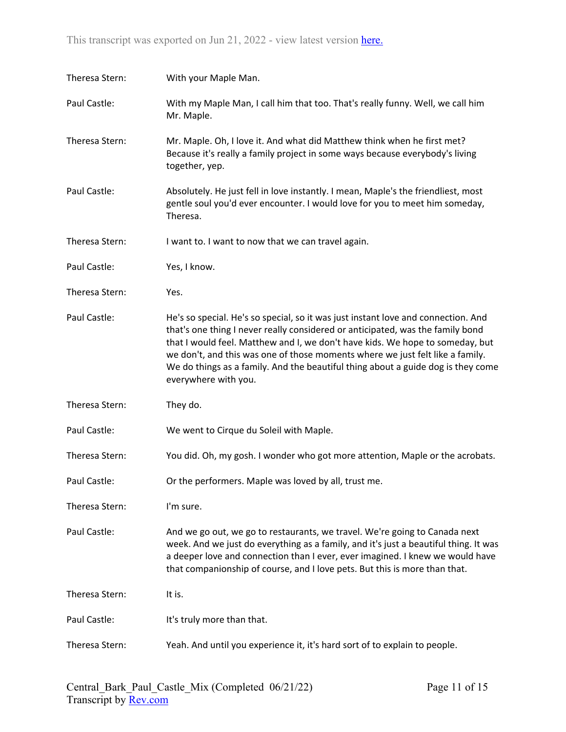Theresa Stern: With your Maple Man.

Paul Castle: With my Maple Man, I call him that too. That's really funny. Well, we call him Mr. Maple.

Theresa Stern: Mr. Maple. Oh, I love it. And what did Matthew think when he first met? Because it's really a family project in some ways because everybody's living together, yep.

Paul Castle: Absolutely. He just fell in love instantly. I mean, Maple's the friendliest, most gentle soul you'd ever encounter. I would love for you to meet him someday, Theresa.

Theresa Stern: I want to. I want to now that we can travel again.

Paul Castle: Yes, I know.

Theresa Stern: Yes.

Paul Castle: He's so special. He's so special, so it was just instant love and connection. And that's one thing I never really considered or anticipated, was the family bond that I would feel. Matthew and I, we don't have kids. We hope to someday, but we don't, and this was one of those moments where we just felt like a family. We do things as a family. And the beautiful thing about a guide dog is they come everywhere with you.

Theresa Stern: They do.

Paul Castle: We went to Cirque du Soleil with Maple.

Theresa Stern: You did. Oh, my gosh. I wonder who got more attention, Maple or the acrobats.

Paul Castle: Or the performers. Maple was loved by all, trust me.

Theresa Stern: I'm sure.

Paul Castle: And we go out, we go to restaurants, we travel. We're going to Canada next week. And we just do everything as a family, and it's just a beautiful thing. It was a deeper love and connection than I ever, ever imagined. I knew we would have that companionship of course, and I love pets. But this is more than that.

Theresa Stern: It is.

Paul Castle: It's truly more than that.

Theresa Stern: Yeah. And until you experience it, it's hard sort of to explain to people.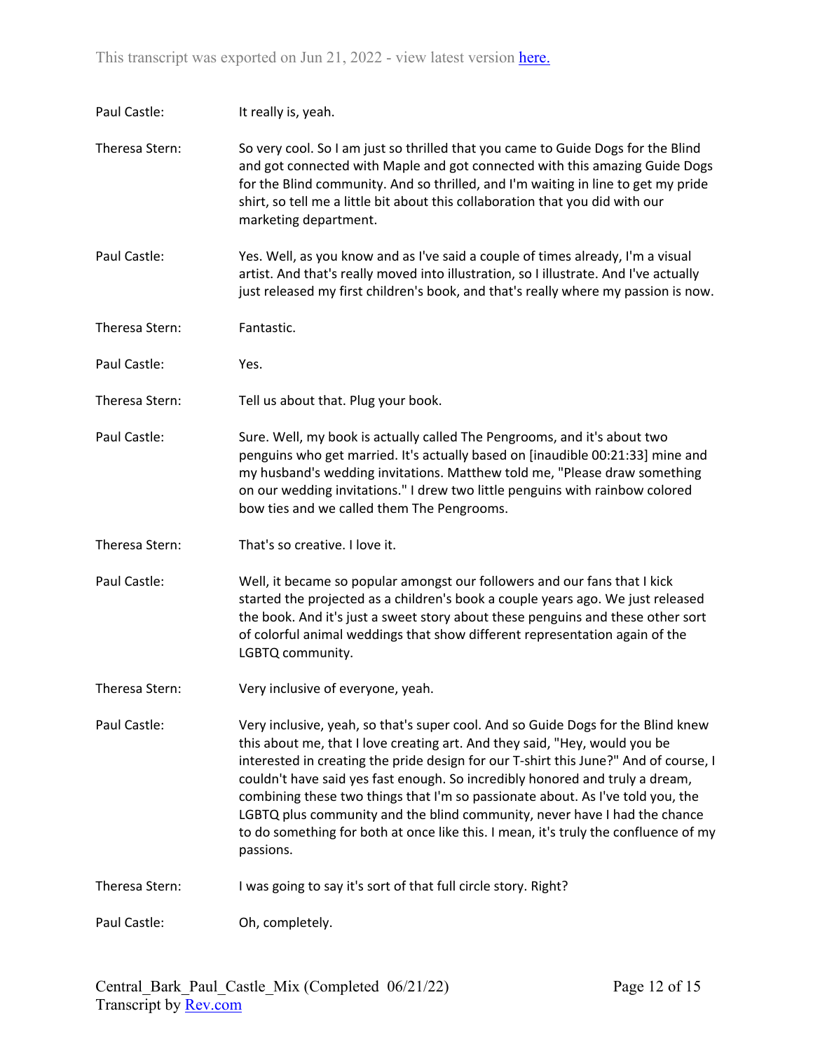Paul Castle: It really is, yeah.

Theresa Stern: So very cool. So I am just so thrilled that you came to Guide Dogs for the Blind and got connected with Maple and got connected with this amazing Guide Dogs for the Blind community. And so thrilled, and I'm waiting in line to get my pride shirt, so tell me a little bit about this collaboration that you did with our marketing department.

Paul Castle: Yes. Well, as you know and as I've said a couple of times already, I'm a visual artist. And that's really moved into illustration, so I illustrate. And I've actually just released my first children's book, and that's really where my passion is now.

Theresa Stern: Fantastic.

Paul Castle: Yes.

Theresa Stern: Tell us about that. Plug your book.

Paul Castle: Sure. Well, my book is actually called The Pengrooms, and it's about two penguins who get married. It's actually based on [inaudible 00:21:33] mine and my husband's wedding invitations. Matthew told me, "Please draw something on our wedding invitations." I drew two little penguins with rainbow colored bow ties and we called them The Pengrooms.

Theresa Stern: That's so creative. I love it.

Paul Castle: Well, it became so popular amongst our followers and our fans that I kick started the projected as a children's book a couple years ago. We just released the book. And it's just a sweet story about these penguins and these other sort of colorful animal weddings that show different representation again of the LGBTQ community.

Theresa Stern: Very inclusive of everyone, yeah.

Paul Castle: Very inclusive, yeah, so that's super cool. And so Guide Dogs for the Blind knew this about me, that I love creating art. And they said, "Hey, would you be interested in creating the pride design for our T-shirt this June?" And of course, I couldn't have said yes fast enough. So incredibly honored and truly a dream, combining these two things that I'm so passionate about. As I've told you, the LGBTQ plus community and the blind community, never have I had the chance to do something for both at once like this. I mean, it's truly the confluence of my passions.

Theresa Stern: I was going to say it's sort of that full circle story. Right?

Paul Castle: Oh, completely.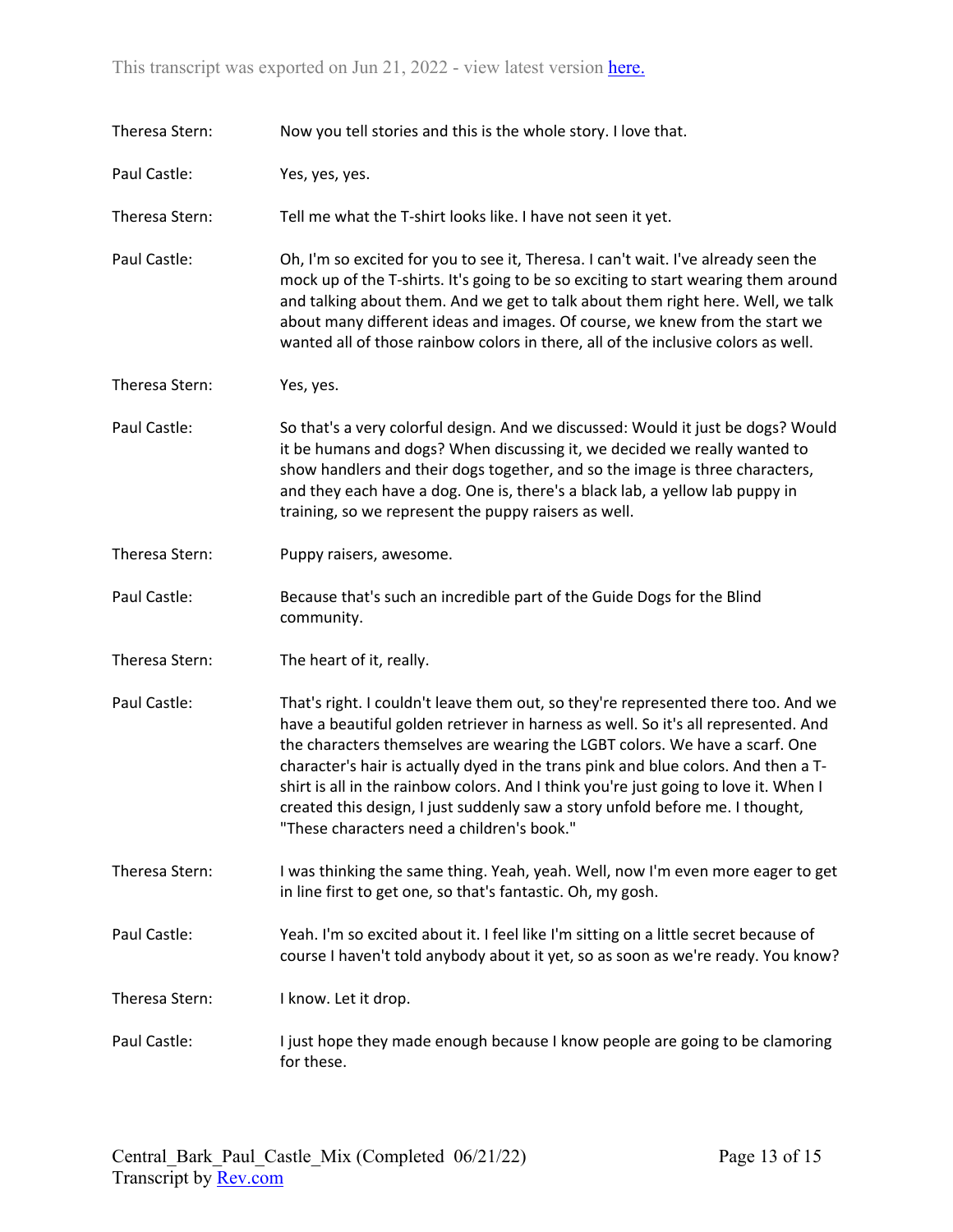Theresa Stern: Now you tell stories and this is the whole story. I love that.

Paul Castle: Yes, yes, yes.

Theresa Stern: Tell me what the T-shirt looks like. I have not seen it yet.

Paul Castle: Oh, I'm so excited for you to see it, Theresa. I can't wait. I've already seen the mock up of the T-shirts. It's going to be so exciting to start wearing them around and talking about them. And we get to talk about them right here. Well, we talk about many different ideas and images. Of course, we knew from the start we wanted all of those rainbow colors in there, all of the inclusive colors as well.

Theresa Stern: Yes, yes.

Paul Castle: So that's a very colorful design. And we discussed: Would it just be dogs? Would it be humans and dogs? When discussing it, we decided we really wanted to show handlers and their dogs together, and so the image is three characters, and they each have a dog. One is, there's a black lab, a yellow lab puppy in training, so we represent the puppy raisers as well.

Theresa Stern: Puppy raisers, awesome.

Paul Castle: Because that's such an incredible part of the Guide Dogs for the Blind community.

Theresa Stern: The heart of it, really.

Paul Castle: That's right. I couldn't leave them out, so they're represented there too. And we have a beautiful golden retriever in harness as well. So it's all represented. And the characters themselves are wearing the LGBT colors. We have a scarf. One character's hair is actually dyed in the trans pink and blue colors. And then a T-shirt is all in the rainbow colors. And I think you're just going to love it. When I created this design, I just suddenly saw a story unfold before me. I thought, "These characters need a children's book."

Theresa Stern: I was thinking the same thing. Yeah, yeah. Well, now I'm even more eager to get in line first to get one, so that's fantastic. Oh, my gosh.

Paul Castle: Yeah. I'm so excited about it. I feel like I'm sitting on a little secret because of course I haven't told anybody about it yet, so as soon as we're ready. You know?

Theresa Stern: I know. Let it drop.

Paul Castle: I just hope they made enough because I know people are going to be clamoring for these.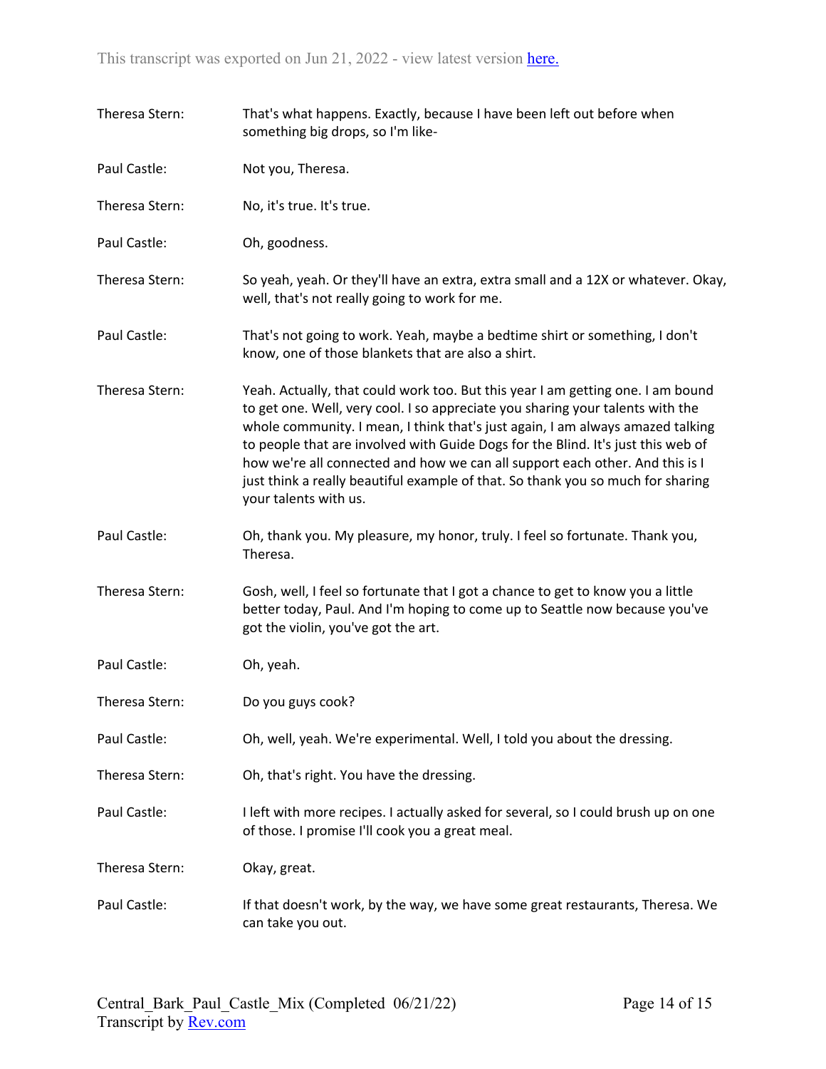Theresa Stern: That's what happens. Exactly, because I have been left out before when something big drops, so I'm like-

Paul Castle: Not you, Theresa.

Theresa Stern: No, it's true. It's true.

Paul Castle: Oh, goodness.

Theresa Stern: So yeah, yeah. Or they'll have an extra, extra small and a 12X or whatever. Okay, well, that's not really going to work for me.

Paul Castle: That's not going to work. Yeah, maybe a bedtime shirt or something, I don't know, one of those blankets that are also a shirt.

Theresa Stern: Yeah. Actually, that could work too. But this year I am getting one. I am bound to get one. Well, very cool. I so appreciate you sharing your talents with the whole community. I mean, I think that's just again, I am always amazed talking to people that are involved with Guide Dogs for the Blind. It's just this web of how we're all connected and how we can all support each other. And this is I just think a really beautiful example of that. So thank you so much for sharing your talents with us.

Paul Castle: Oh, thank you. My pleasure, my honor, truly. I feel so fortunate. Thank you, Theresa.

Theresa Stern: Gosh, well, I feel so fortunate that I got a chance to get to know you a little better today, Paul. And I'm hoping to come up to Seattle now because you've got the violin, you've got the art.

Paul Castle: Oh, yeah.

Theresa Stern: Do you guys cook?

Paul Castle: Oh, well, yeah. We're experimental. Well, I told you about the dressing.

Theresa Stern: Oh, that's right. You have the dressing.

Paul Castle: I left with more recipes. I actually asked for several, so I could brush up on one of those. I promise I'll cook you a great meal.

Theresa Stern: Okay, great.

Paul Castle: If that doesn't work, by the way, we have some great restaurants, Theresa. We can take you out.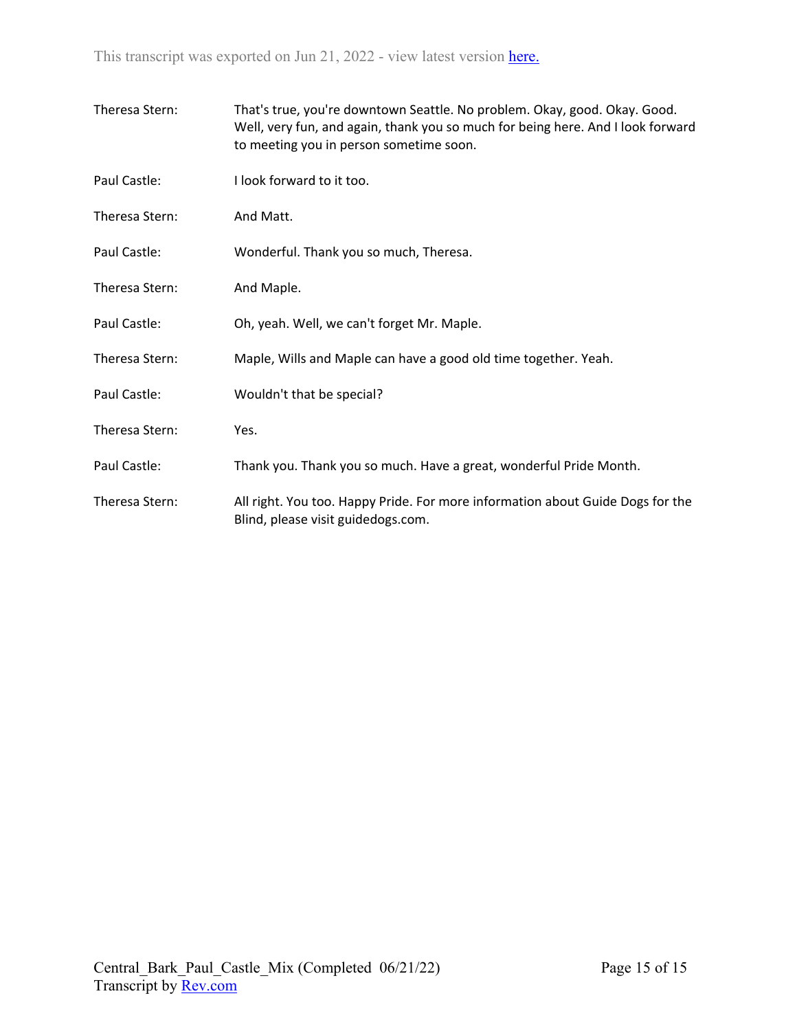Theresa Stern: That's true, you're downtown Seattle. No problem. Okay, good. Okay. Good. Well, very fun, and again, thank you so much for being here. And I look forward to meeting you in person sometime soon.

Paul Castle: I look forward to it too.

Theresa Stern: And Matt.

Paul Castle: Wonderful. Thank you so much, Theresa.

Theresa Stern: And Maple.

Paul Castle: Oh, yeah. Well, we can't forget Mr. Maple.

Theresa Stern: Maple, Wills and Maple can have a good old time together. Yeah.

Paul Castle: Wouldn't that be special?

Theresa Stern: Yes.

Paul Castle: Thank you. Thank you so much. Have a great, wonderful Pride Month.

Theresa Stern: All right. You too. Happy Pride. For more information about Guide Dogs for the Blind, please visit guidedogs.com.